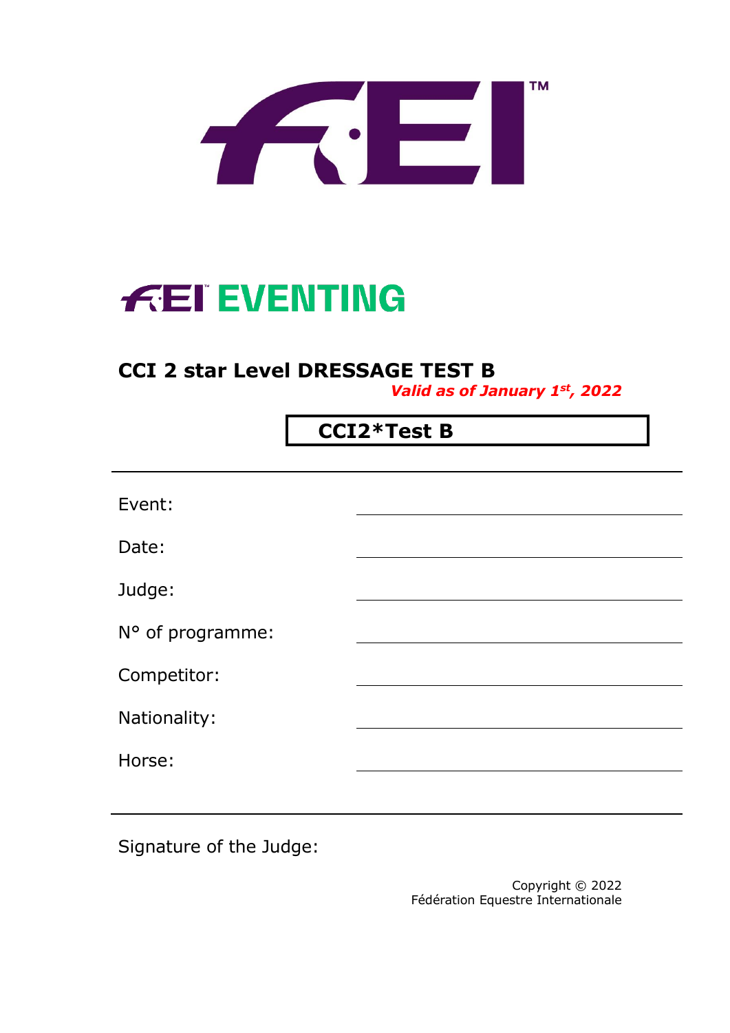# FEI EVENTING

## CCI 2 star Level DRESSAGE TEST B

***Valid as of January 1st, 2022***

**CCI2*Test B**

| | |
|---|---|
| Event: | |
| Date: | |
| Judge: | |
| N° of programme: | |
| Competitor: | |
| Nationality: | |
| Horse: | |

Signature of the Judge:

Copyright © 2022
Fédération Equestre Internationale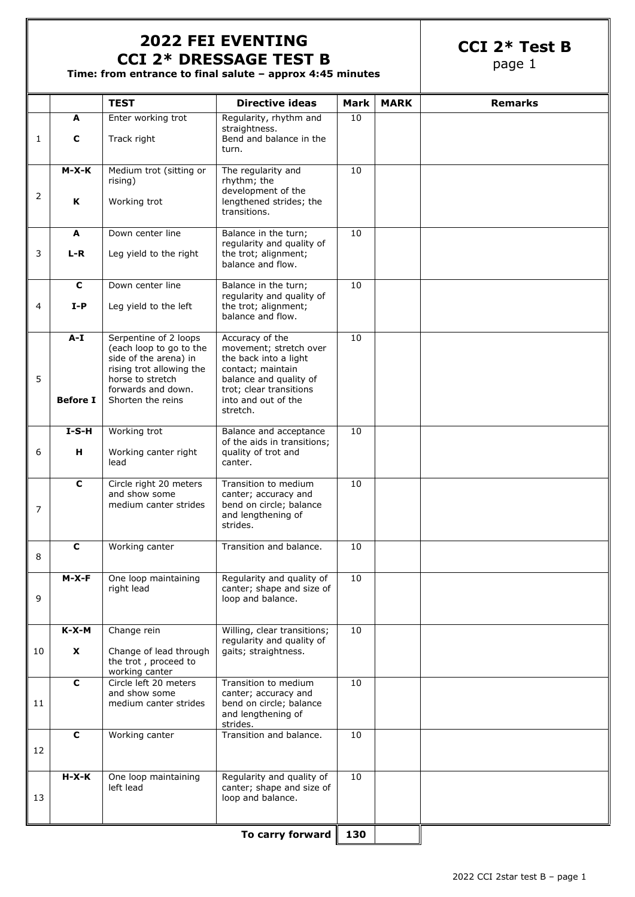# 2022 FEI EVENTING CCI 2* DRESSAGE TEST B

**Time: from entrance to final salute – approx 4:45 minutes**

## CCI 2* Test B

page 1

| | | TEST | Directive ideas | Mark | MARK | Remarks |
|---|---|---|---|---|---|---|
| 1 | **A**<br>**C** | Enter working trot<br>Track right | Regularity, rhythm and straightness. Bend and balance in the turn. | 10 | | |
| 2 | **M-X-K**<br>**K** | Medium trot (sitting or rising)<br>Working trot | The regularity and rhythm; the development of the lengthened strides; the transitions. | 10 | | |
| 3 | **A**<br>**L-R** | Down center line<br>Leg yield to the right | Balance in the turn; regularity and quality of the trot; alignment; balance and flow. | 10 | | |
| 4 | **C**<br>**I-P** | Down center line<br>Leg yield to the left | Balance in the turn; regularity and quality of the trot; alignment; balance and flow. | 10 | | |
| 5 | **A-I**<br>**Before I** | Serpentine of 2 loops (each loop to go to the side of the arena) in rising trot allowing the horse to stretch forwards and down.<br>Shorten the reins | Accuracy of the movement; stretch over the back into a light contact; maintain balance and quality of trot; clear transitions into and out of the stretch. | 10 | | |
| 6 | **I-S-H**<br>**H** | Working trot<br>Working canter right lead | Balance and acceptance of the aids in transitions; quality of trot and canter. | 10 | | |
| 7 | **C** | Circle right 20 meters and show some medium canter strides | Transition to medium canter; accuracy and bend on circle; balance and lengthening of strides. | 10 | | |
| 8 | **C** | Working canter | Transition and balance. | 10 | | |
| 9 | **M-X-F** | One loop maintaining right lead | Regularity and quality of canter; shape and size of loop and balance. | 10 | | |
| 10 | **K-X-M**<br>**X** | Change rein<br>Change of lead through the trot , proceed to working canter | Willing, clear transitions; regularity and quality of gaits; straightness. | 10 | | |
| 11 | **C** | Circle left 20 meters and show some medium canter strides | Transition to medium canter; accuracy and bend on circle; balance and lengthening of strides. | 10 | | |
| 12 | **C** | Working canter | Transition and balance. | 10 | | |
| 13 | **H-X-K** | One loop maintaining left lead | Regularity and quality of canter; shape and size of loop and balance. | 10 | | |
| | | | **To carry forward** | **130** | | |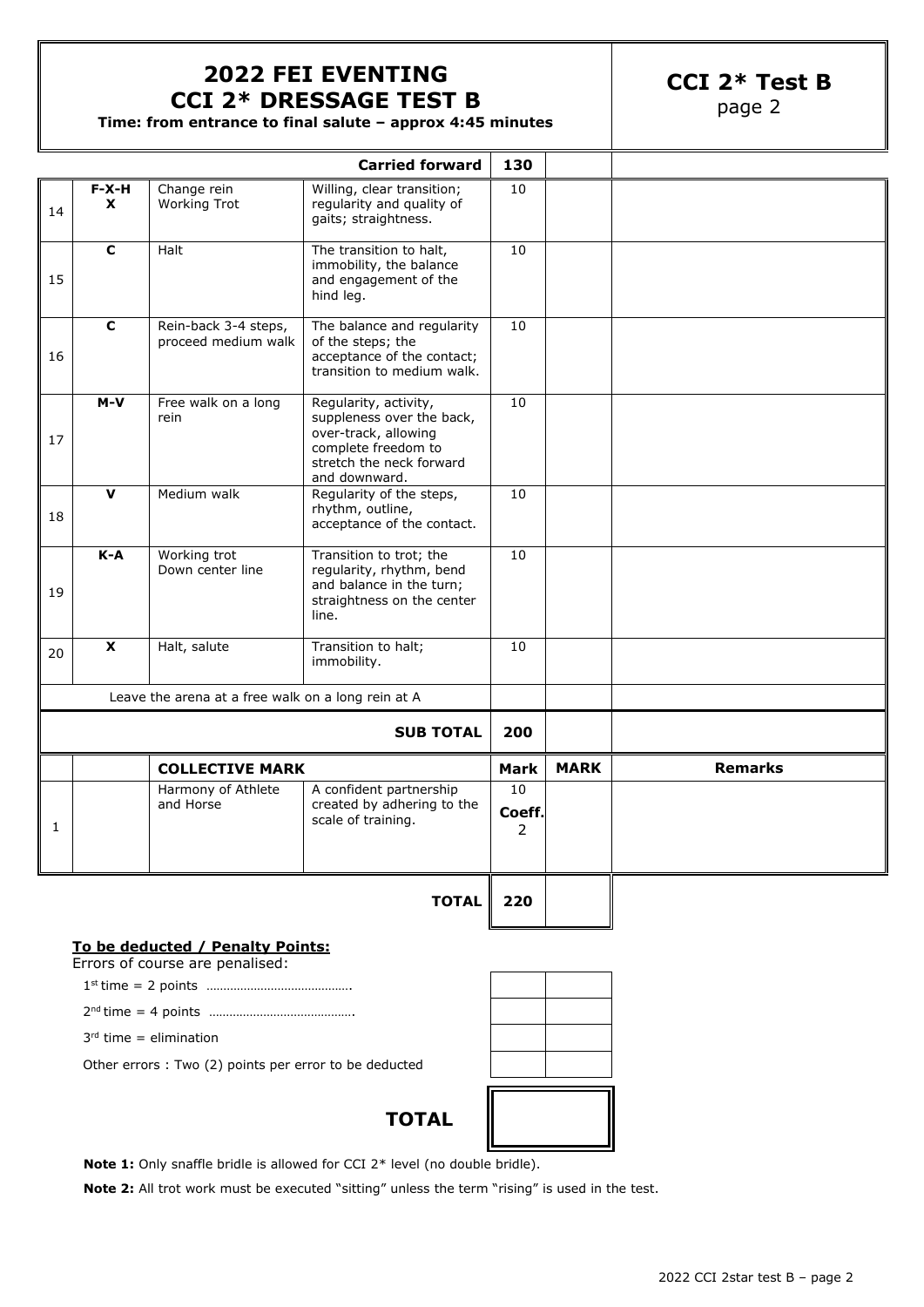# 2022 FEI EVENTING CCI 2* DRESSAGE TEST B

**Time: from entrance to final salute – approx 4:45 minutes**

**CCI 2* Test B**
page 2

| | | | | | | |
|---|---|---|---|---|---|---|
| | | | **Carried forward** | **130** | | |
| 14 | **F-X-H** **X** | Change rein Working Trot | Willing, clear transition; regularity and quality of gaits; straightness. | 10 | | |
| 15 | **C** | Halt | The transition to halt, immobility, the balance and engagement of the hind leg. | 10 | | |
| 16 | **C** | Rein-back 3-4 steps, proceed medium walk | The balance and regularity of the steps; the acceptance of the contact; transition to medium walk. | 10 | | |
| 17 | **M-V** | Free walk on a long rein | Regularity, activity, suppleness over the back, over-track, allowing complete freedom to stretch the neck forward and downward. | 10 | | |
| 18 | **V** | Medium walk | Regularity of the steps, rhythm, outline, acceptance of the contact. | 10 | | |
| 19 | **K-A** | Working trot Down center line | Transition to trot; the regularity, rhythm, bend and balance in the turn; straightness on the center line. | 10 | | |
| 20 | **X** | Halt, salute | Transition to halt; immobility. | 10 | | |
| | | Leave the arena at a free walk on a long rein at A | | | | |
| | | | **SUB TOTAL** | **200** | | |
| | | **COLLECTIVE MARK** | | **Mark** | **MARK** | **Remarks** |
| 1 | | Harmony of Athlete and Horse | A confident partnership created by adhering to the scale of training. | 10 **Coeff.** 2 | | |
| | | | **TOTAL** | **220** | | |

**To be deducted / Penalty Points:**

Errors of course are penalised:

1st time = 2 points ……………………………………

2nd time = 4 points ……………………………………

3rd time = elimination

Other errors : Two (2) points per error to be deducted

**TOTAL**

**Note 1:** Only snaffle bridle is allowed for CCI 2* level (no double bridle).

**Note 2:** All trot work must be executed "sitting" unless the term "rising" is used in the test.